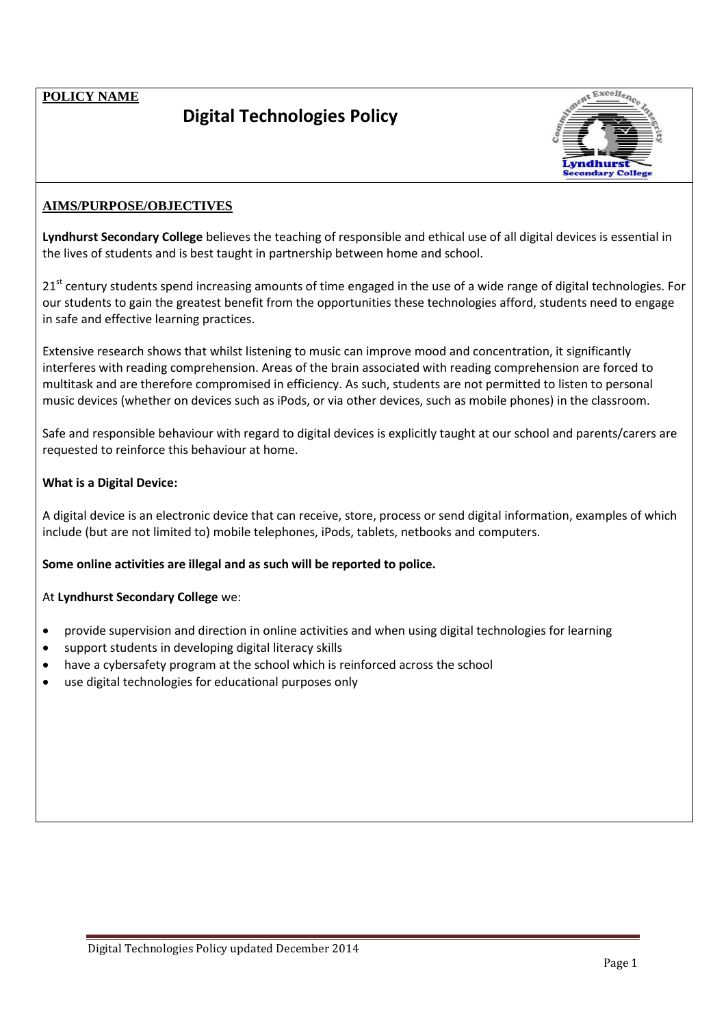**POLICY NAME**

# Digital Technologies Policy

## AIMS/PURPOSE/OBJECTIVES

**Lyndhurst Secondary College** believes the teaching of responsible and ethical use of all digital devices is essential in the lives of students and is best taught in partnership between home and school.

21st century students spend increasing amounts of time engaged in the use of a wide range of digital technologies. For our students to gain the greatest benefit from the opportunities these technologies afford, students need to engage in safe and effective learning practices.

Extensive research shows that whilst listening to music can improve mood and concentration, it significantly interferes with reading comprehension. Areas of the brain associated with reading comprehension are forced to multitask and are therefore compromised in efficiency. As such, students are not permitted to listen to personal music devices (whether on devices such as iPods, or via other devices, such as mobile phones) in the classroom.

Safe and responsible behaviour with regard to digital devices is explicitly taught at our school and parents/carers are requested to reinforce this behaviour at home.

**What is a Digital Device:**

A digital device is an electronic device that can receive, store, process or send digital information, examples of which include (but are not limited to) mobile telephones, iPods, tablets, netbooks and computers.

**Some online activities are illegal and as such will be reported to police.**

At **Lyndhurst Secondary College** we:

- provide supervision and direction in online activities and when using digital technologies for learning
- support students in developing digital literacy skills
- have a cybersafety program at the school which is reinforced across the school
- use digital technologies for educational purposes only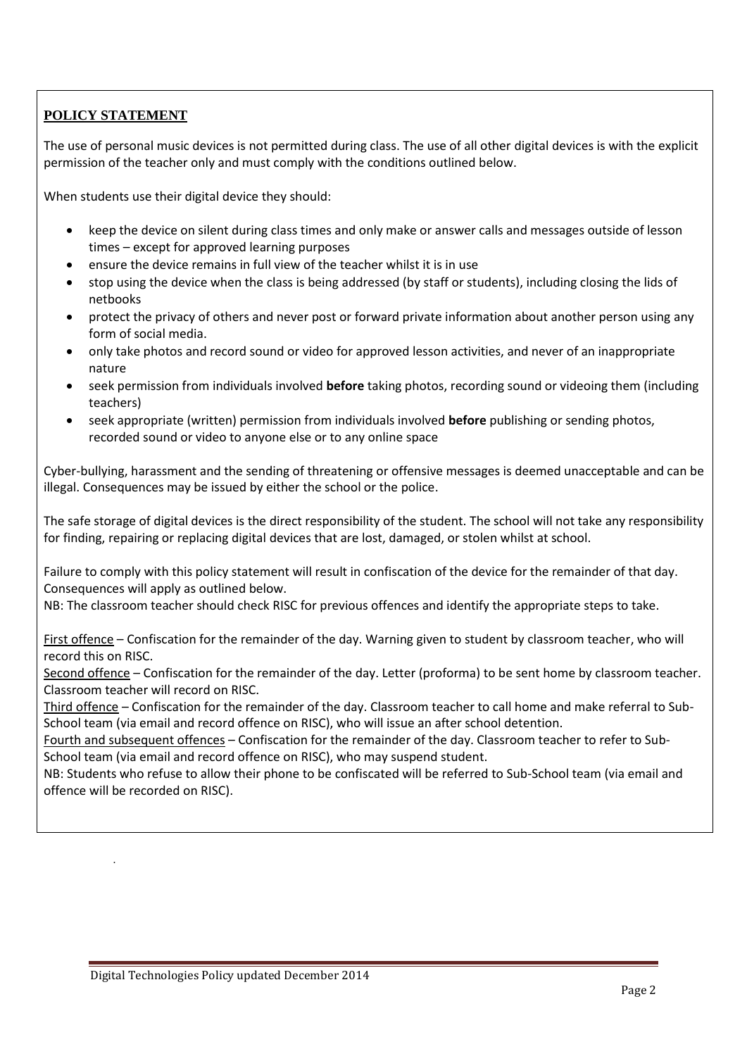## POLICY STATEMENT

The use of personal music devices is not permitted during class. The use of all other digital devices is with the explicit permission of the teacher only and must comply with the conditions outlined below.

When students use their digital device they should:

- keep the device on silent during class times and only make or answer calls and messages outside of lesson times – except for approved learning purposes
- ensure the device remains in full view of the teacher whilst it is in use
- stop using the device when the class is being addressed (by staff or students), including closing the lids of netbooks
- protect the privacy of others and never post or forward private information about another person using any form of social media.
- only take photos and record sound or video for approved lesson activities, and never of an inappropriate nature
- seek permission from individuals involved **before** taking photos, recording sound or videoing them (including teachers)
- seek appropriate (written) permission from individuals involved **before** publishing or sending photos, recorded sound or video to anyone else or to any online space

Cyber-bullying, harassment and the sending of threatening or offensive messages is deemed unacceptable and can be illegal. Consequences may be issued by either the school or the police.

The safe storage of digital devices is the direct responsibility of the student. The school will not take any responsibility for finding, repairing or replacing digital devices that are lost, damaged, or stolen whilst at school.

Failure to comply with this policy statement will result in confiscation of the device for the remainder of that day. Consequences will apply as outlined below.
NB: The classroom teacher should check RISC for previous offences and identify the appropriate steps to take.

<u>First offence</u> – Confiscation for the remainder of the day. Warning given to student by classroom teacher, who will record this on RISC.
<u>Second offence</u> – Confiscation for the remainder of the day. Letter (proforma) to be sent home by classroom teacher. Classroom teacher will record on RISC.
<u>Third offence</u> – Confiscation for the remainder of the day. Classroom teacher to call home and make referral to Sub-School team (via email and record offence on RISC), who will issue an after school detention.
<u>Fourth and subsequent offences</u> – Confiscation for the remainder of the day. Classroom teacher to refer to Sub-School team (via email and record offence on RISC), who may suspend student.
NB: Students who refuse to allow their phone to be confiscated will be referred to Sub-School team (via email and offence will be recorded on RISC).